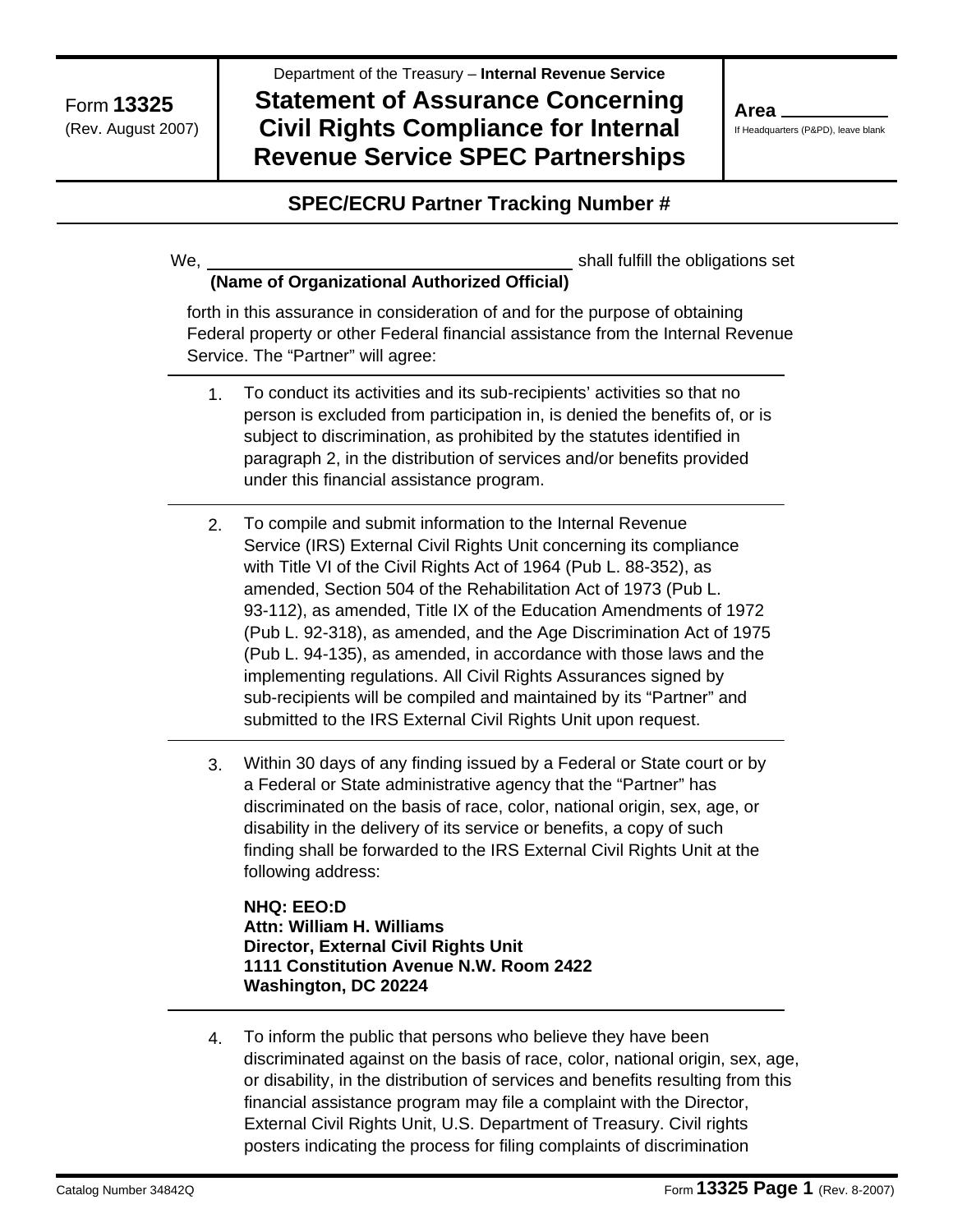Form **13325**
(Rev. August 2007)

Department of the Treasury – **Internal Revenue Service**

# Statement of Assurance Concerning Civil Rights Compliance for Internal Revenue Service SPEC Partnerships

**Area** ____________
If Headquarters (P&PD), leave blank

## SPEC/ECRU Partner Tracking Number #

We, ______________________________________ shall fulfill the obligations set
**(Name of Organizational Authorized Official)**

forth in this assurance in consideration of and for the purpose of obtaining Federal property or other Federal financial assistance from the Internal Revenue Service. The "Partner" will agree:

1. To conduct its activities and its sub-recipients' activities so that no person is excluded from participation in, is denied the benefits of, or is subject to discrimination, as prohibited by the statutes identified in paragraph 2, in the distribution of services and/or benefits provided under this financial assistance program.

2. To compile and submit information to the Internal Revenue Service (IRS) External Civil Rights Unit concerning its compliance with Title VI of the Civil Rights Act of 1964 (Pub L. 88-352), as amended, Section 504 of the Rehabilitation Act of 1973 (Pub L. 93-112), as amended, Title IX of the Education Amendments of 1972 (Pub L. 92-318), as amended, and the Age Discrimination Act of 1975 (Pub L. 94-135), as amended, in accordance with those laws and the implementing regulations. All Civil Rights Assurances signed by sub-recipients will be compiled and maintained by its "Partner" and submitted to the IRS External Civil Rights Unit upon request.

3. Within 30 days of any finding issued by a Federal or State court or by a Federal or State administrative agency that the "Partner" has discriminated on the basis of race, color, national origin, sex, age, or disability in the delivery of its service or benefits, a copy of such finding shall be forwarded to the IRS External Civil Rights Unit at the following address:

   **NHQ: EEO:D**
   **Attn: William H. Williams**
   **Director, External Civil Rights Unit**
   **1111 Constitution Avenue N.W. Room 2422**
   **Washington, DC 20224**

4. To inform the public that persons who believe they have been discriminated against on the basis of race, color, national origin, sex, age, or disability, in the distribution of services and benefits resulting from this financial assistance program may file a complaint with the Director, External Civil Rights Unit, U.S. Department of Treasury. Civil rights posters indicating the process for filing complaints of discrimination

Catalog Number 34842Q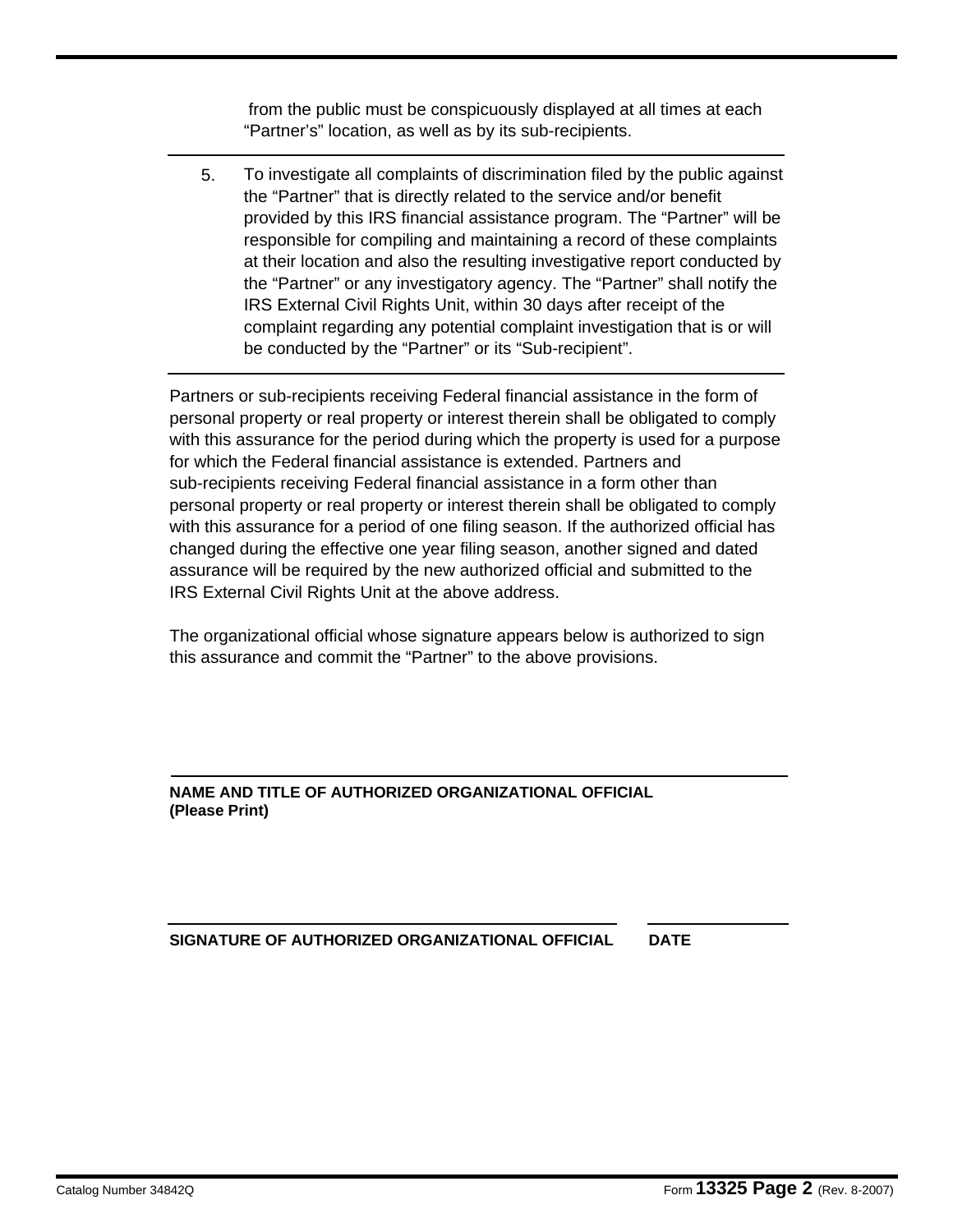from the public must be conspicuously displayed at all times at each "Partner's" location, as well as by its sub-recipients.

5. To investigate all complaints of discrimination filed by the public against the "Partner" that is directly related to the service and/or benefit provided by this IRS financial assistance program. The "Partner" will be responsible for compiling and maintaining a record of these complaints at their location and also the resulting investigative report conducted by the "Partner" or any investigatory agency. The "Partner" shall notify the IRS External Civil Rights Unit, within 30 days after receipt of the complaint regarding any potential complaint investigation that is or will be conducted by the "Partner" or its "Sub-recipient".

Partners or sub-recipients receiving Federal financial assistance in the form of personal property or real property or interest therein shall be obligated to comply with this assurance for the period during which the property is used for a purpose for which the Federal financial assistance is extended. Partners and sub-recipients receiving Federal financial assistance in a form other than personal property or real property or interest therein shall be obligated to comply with this assurance for a period of one filing season. If the authorized official has changed during the effective one year filing season, another signed and dated assurance will be required by the new authorized official and submitted to the IRS External Civil Rights Unit at the above address.

The organizational official whose signature appears below is authorized to sign this assurance and commit the "Partner" to the above provisions.

______________________________________________

**NAME AND TITLE OF AUTHORIZED ORGANIZATIONAL OFFICIAL**
**(Please Print)**

______________________________________________ ____________________

**SIGNATURE OF AUTHORIZED ORGANIZATIONAL OFFICIAL** **DATE**

Catalog Number 34842Q Form **13325 Page 2** (Rev. 8-2007)